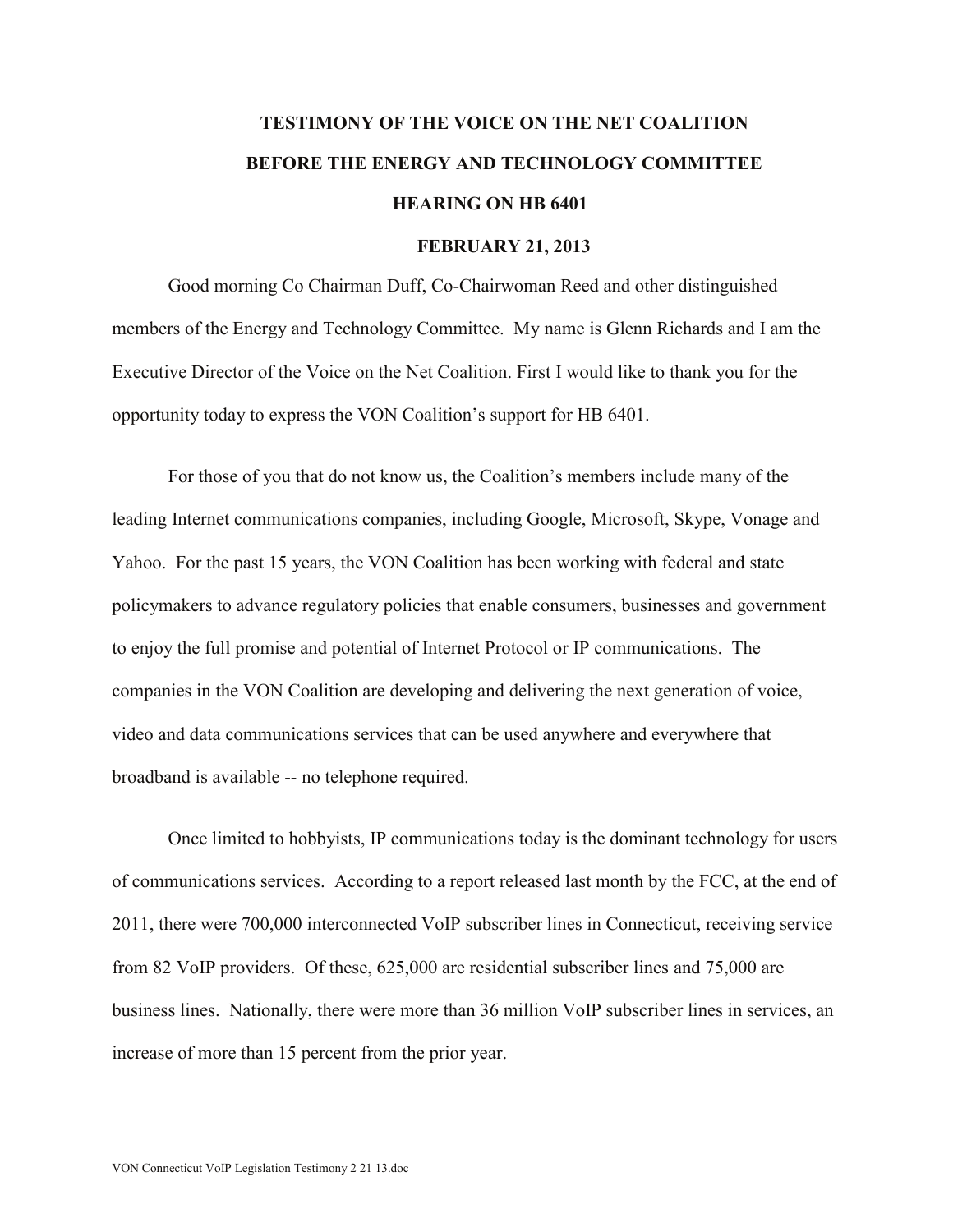# TESTIMONY OF THE VOICE ON THE NET COALITION
## BEFORE THE ENERGY AND TECHNOLOGY COMMITTEE
## HEARING ON HB 6401
## FEBRUARY 21, 2013

Good morning Co Chairman Duff, Co-Chairwoman Reed and other distinguished members of the Energy and Technology Committee. My name is Glenn Richards and I am the Executive Director of the Voice on the Net Coalition. First I would like to thank you for the opportunity today to express the VON Coalition's support for HB 6401.

For those of you that do not know us, the Coalition's members include many of the leading Internet communications companies, including Google, Microsoft, Skype, Vonage and Yahoo. For the past 15 years, the VON Coalition has been working with federal and state policymakers to advance regulatory policies that enable consumers, businesses and government to enjoy the full promise and potential of Internet Protocol or IP communications. The companies in the VON Coalition are developing and delivering the next generation of voice, video and data communications services that can be used anywhere and everywhere that broadband is available -- no telephone required.

Once limited to hobbyists, IP communications today is the dominant technology for users of communications services. According to a report released last month by the FCC, at the end of 2011, there were 700,000 interconnected VoIP subscriber lines in Connecticut, receiving service from 82 VoIP providers. Of these, 625,000 are residential subscriber lines and 75,000 are business lines. Nationally, there were more than 36 million VoIP subscriber lines in services, an increase of more than 15 percent from the prior year.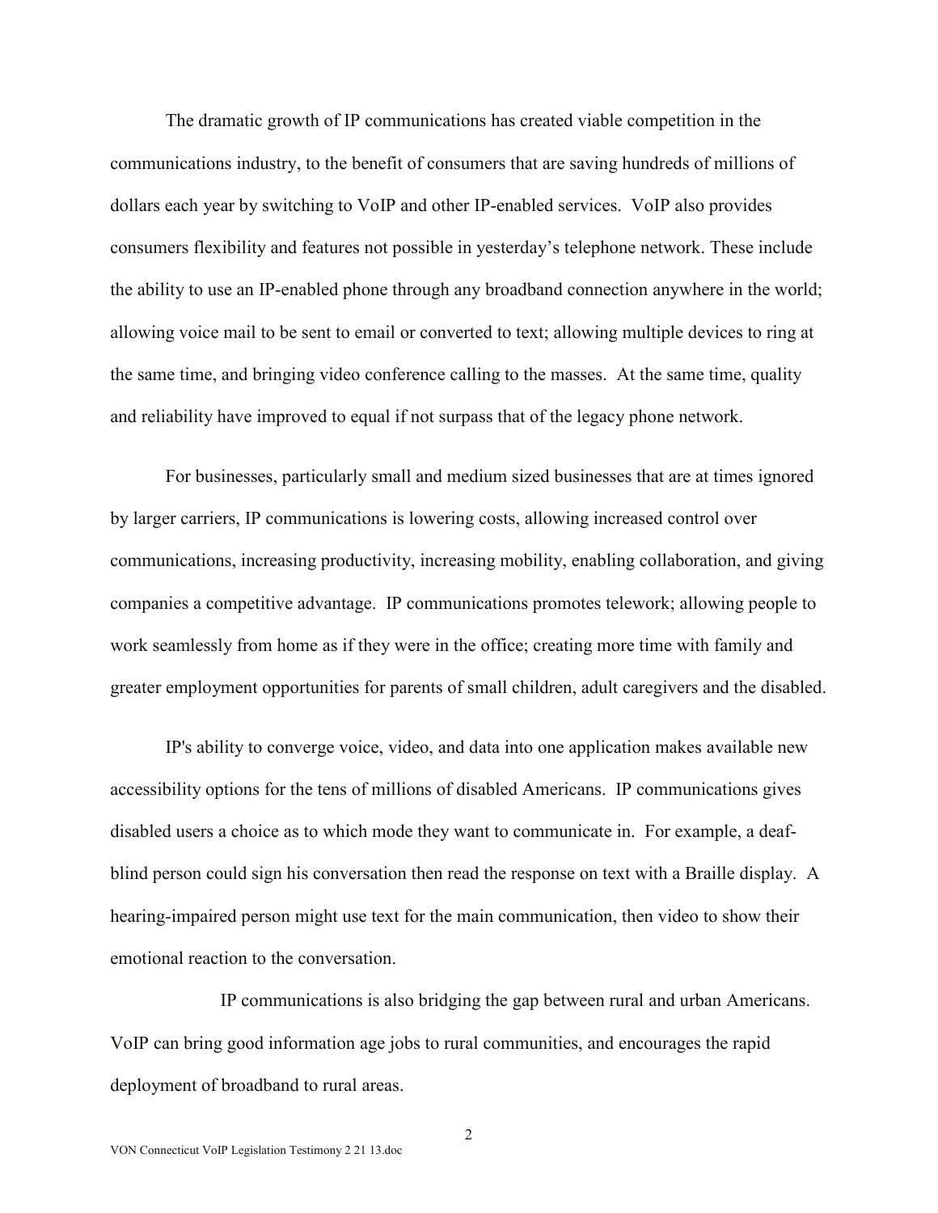The dramatic growth of IP communications has created viable competition in the communications industry, to the benefit of consumers that are saving hundreds of millions of dollars each year by switching to VoIP and other IP-enabled services. VoIP also provides consumers flexibility and features not possible in yesterday's telephone network. These include the ability to use an IP-enabled phone through any broadband connection anywhere in the world; allowing voice mail to be sent to email or converted to text; allowing multiple devices to ring at the same time, and bringing video conference calling to the masses. At the same time, quality and reliability have improved to equal if not surpass that of the legacy phone network.

For businesses, particularly small and medium sized businesses that are at times ignored by larger carriers, IP communications is lowering costs, allowing increased control over communications, increasing productivity, increasing mobility, enabling collaboration, and giving companies a competitive advantage. IP communications promotes telework; allowing people to work seamlessly from home as if they were in the office; creating more time with family and greater employment opportunities for parents of small children, adult caregivers and the disabled.

IP's ability to converge voice, video, and data into one application makes available new accessibility options for the tens of millions of disabled Americans. IP communications gives disabled users a choice as to which mode they want to communicate in. For example, a deaf-blind person could sign his conversation then read the response on text with a Braille display. A hearing-impaired person might use text for the main communication, then video to show their emotional reaction to the conversation.

IP communications is also bridging the gap between rural and urban Americans. VoIP can bring good information age jobs to rural communities, and encourages the rapid deployment of broadband to rural areas.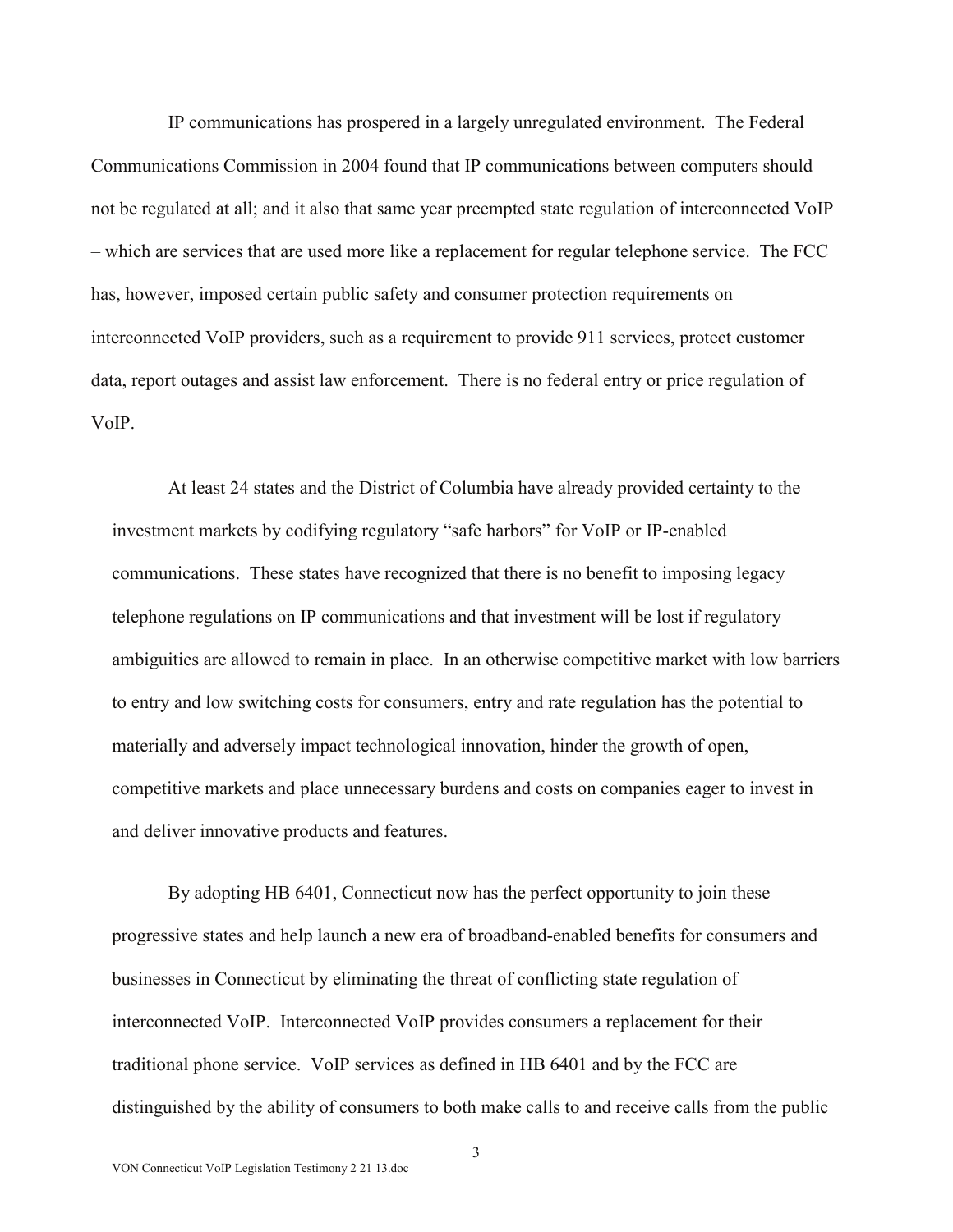IP communications has prospered in a largely unregulated environment. The Federal Communications Commission in 2004 found that IP communications between computers should not be regulated at all; and it also that same year preempted state regulation of interconnected VoIP – which are services that are used more like a replacement for regular telephone service. The FCC has, however, imposed certain public safety and consumer protection requirements on interconnected VoIP providers, such as a requirement to provide 911 services, protect customer data, report outages and assist law enforcement. There is no federal entry or price regulation of VoIP.

At least 24 states and the District of Columbia have already provided certainty to the investment markets by codifying regulatory "safe harbors" for VoIP or IP-enabled communications. These states have recognized that there is no benefit to imposing legacy telephone regulations on IP communications and that investment will be lost if regulatory ambiguities are allowed to remain in place. In an otherwise competitive market with low barriers to entry and low switching costs for consumers, entry and rate regulation has the potential to materially and adversely impact technological innovation, hinder the growth of open, competitive markets and place unnecessary burdens and costs on companies eager to invest in and deliver innovative products and features.

By adopting HB 6401, Connecticut now has the perfect opportunity to join these progressive states and help launch a new era of broadband-enabled benefits for consumers and businesses in Connecticut by eliminating the threat of conflicting state regulation of interconnected VoIP. Interconnected VoIP provides consumers a replacement for their traditional phone service. VoIP services as defined in HB 6401 and by the FCC are distinguished by the ability of consumers to both make calls to and receive calls from the public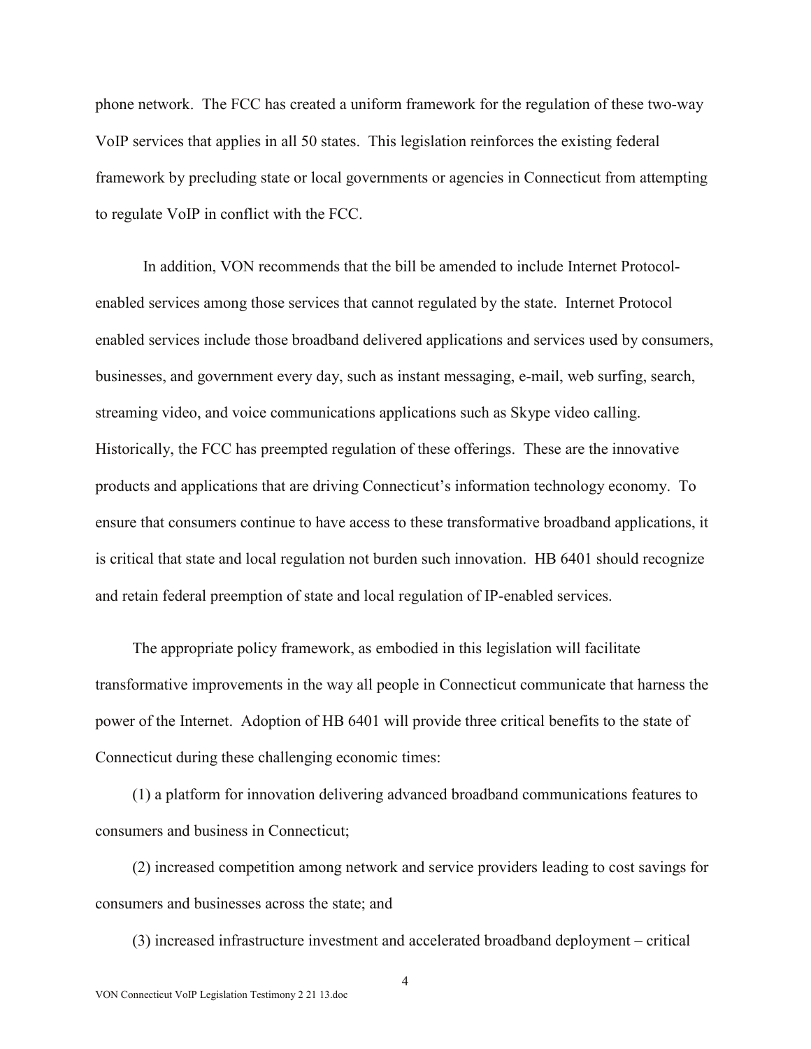phone network. The FCC has created a uniform framework for the regulation of these two-way VoIP services that applies in all 50 states. This legislation reinforces the existing federal framework by precluding state or local governments or agencies in Connecticut from attempting to regulate VoIP in conflict with the FCC.

In addition, VON recommends that the bill be amended to include Internet Protocol-enabled services among those services that cannot regulated by the state. Internet Protocol enabled services include those broadband delivered applications and services used by consumers, businesses, and government every day, such as instant messaging, e-mail, web surfing, search, streaming video, and voice communications applications such as Skype video calling. Historically, the FCC has preempted regulation of these offerings. These are the innovative products and applications that are driving Connecticut's information technology economy. To ensure that consumers continue to have access to these transformative broadband applications, it is critical that state and local regulation not burden such innovation. HB 6401 should recognize and retain federal preemption of state and local regulation of IP-enabled services.

The appropriate policy framework, as embodied in this legislation will facilitate transformative improvements in the way all people in Connecticut communicate that harness the power of the Internet. Adoption of HB 6401 will provide three critical benefits to the state of Connecticut during these challenging economic times:

(1) a platform for innovation delivering advanced broadband communications features to consumers and business in Connecticut;

(2) increased competition among network and service providers leading to cost savings for consumers and businesses across the state; and

(3) increased infrastructure investment and accelerated broadband deployment – critical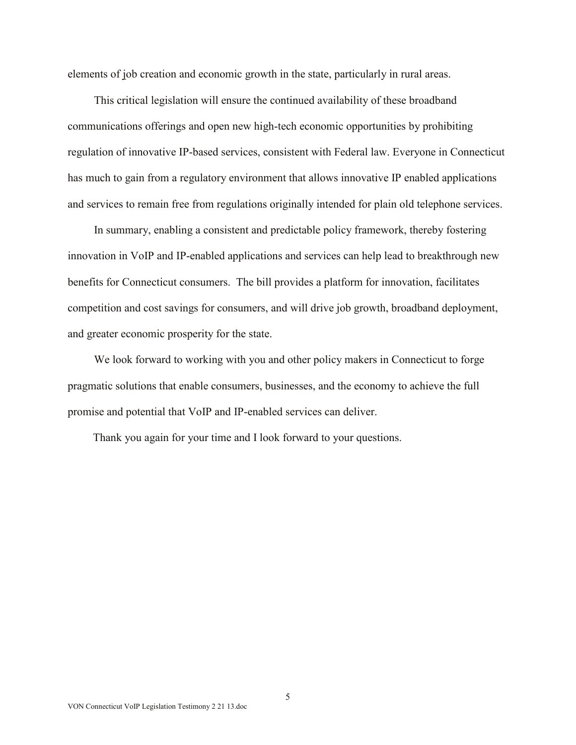elements of job creation and economic growth in the state, particularly in rural areas.

This critical legislation will ensure the continued availability of these broadband communications offerings and open new high-tech economic opportunities by prohibiting regulation of innovative IP-based services, consistent with Federal law. Everyone in Connecticut has much to gain from a regulatory environment that allows innovative IP enabled applications and services to remain free from regulations originally intended for plain old telephone services.

In summary, enabling a consistent and predictable policy framework, thereby fostering innovation in VoIP and IP-enabled applications and services can help lead to breakthrough new benefits for Connecticut consumers. The bill provides a platform for innovation, facilitates competition and cost savings for consumers, and will drive job growth, broadband deployment, and greater economic prosperity for the state.

We look forward to working with you and other policy makers in Connecticut to forge pragmatic solutions that enable consumers, businesses, and the economy to achieve the full promise and potential that VoIP and IP-enabled services can deliver.

Thank you again for your time and I look forward to your questions.